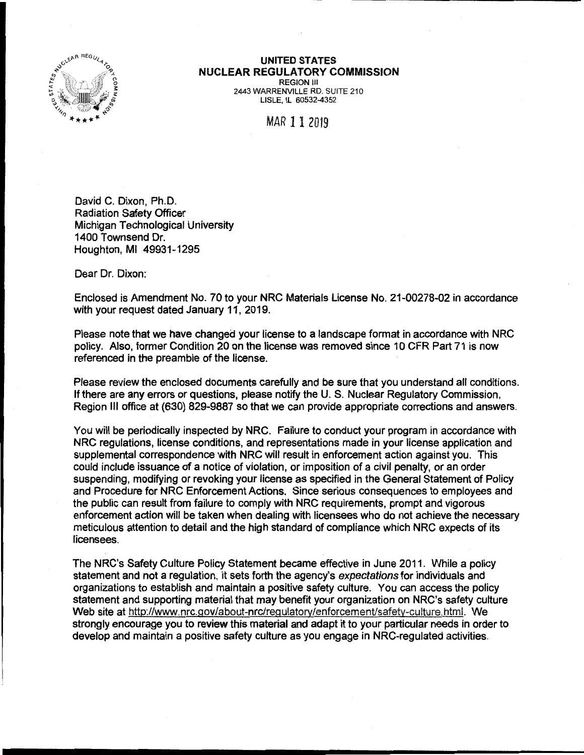**UNITED STATES**
**NUCLEAR REGULATORY COMMISSION**
REGION III
2443 WARRENVILLE RD. SUITE 210
LISLE, IL 60532-4352

MAR 11 2019

David C. Dixon, Ph.D.
Radiation Safety Officer
Michigan Technological University
1400 Townsend Dr.
Houghton, MI 49931-1295

Dear Dr. Dixon:

Enclosed is Amendment No. 70 to your NRC Materials License No. 21-00278-02 in accordance with your request dated January 11, 2019.

Please note that we have changed your license to a landscape format in accordance with NRC policy. Also, former Condition 20 on the license was removed since 10 CFR Part 71 is now referenced in the preamble of the license.

Please review the enclosed documents carefully and be sure that you understand all conditions. If there are any errors or questions, please notify the U. S. Nuclear Regulatory Commission, Region III office at (630) 829-9887 so that we can provide appropriate corrections and answers.

You will be periodically inspected by NRC. Failure to conduct your program in accordance with NRC regulations, license conditions, and representations made in your license application and supplemental correspondence with NRC will result in enforcement action against you. This could include issuance of a notice of violation, or imposition of a civil penalty, or an order suspending, modifying or revoking your license as specified in the General Statement of Policy and Procedure for NRC Enforcement Actions. Since serious consequences to employees and the public can result from failure to comply with NRC requirements, prompt and vigorous enforcement action will be taken when dealing with licensees who do not achieve the necessary meticulous attention to detail and the high standard of compliance which NRC expects of its licensees.

The NRC's Safety Culture Policy Statement became effective in June 2011. While a policy statement and not a regulation, it sets forth the agency's *expectations* for individuals and organizations to establish and maintain a positive safety culture. You can access the policy statement and supporting material that may benefit your organization on NRC's safety culture Web site at http://www.nrc.gov/about-nrc/regulatory/enforcement/safety-culture.html. We strongly encourage you to review this material and adapt it to your particular needs in order to develop and maintain a positive safety culture as you engage in NRC-regulated activities.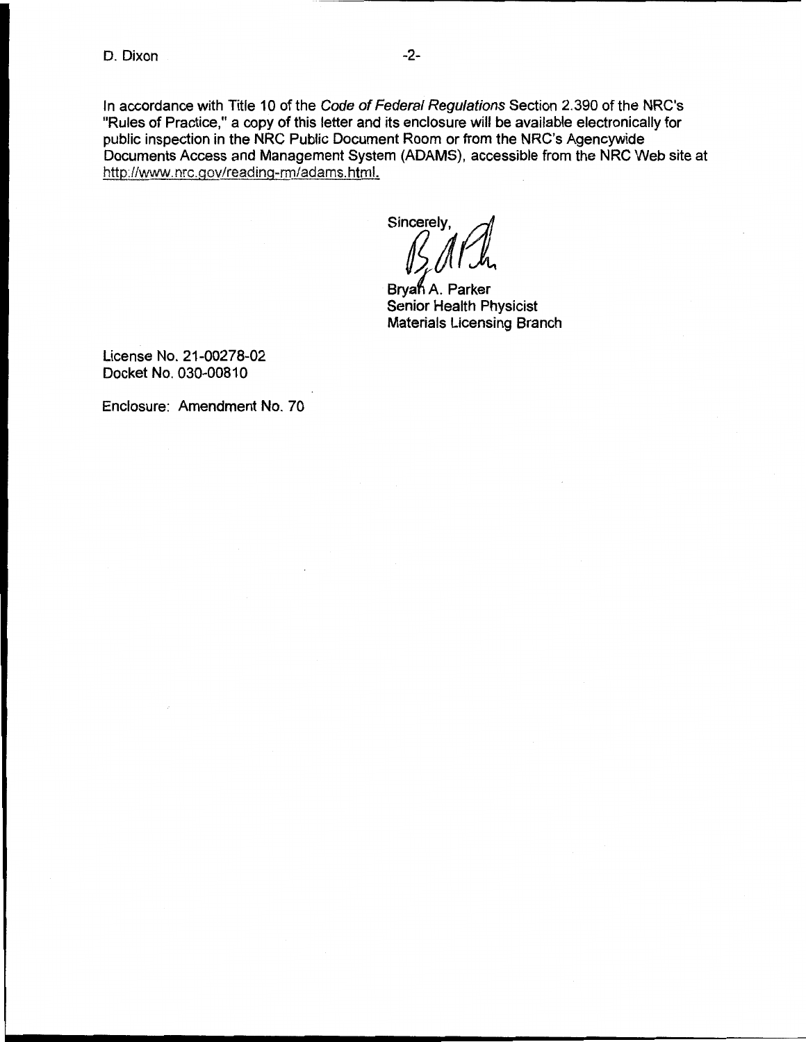In accordance with Title 10 of the *Code of Federal Regulations* Section 2.390 of the NRC's "Rules of Practice," a copy of this letter and its enclosure will be available electronically for public inspection in the NRC Public Document Room or from the NRC's Agencywide Documents Access and Management System (ADAMS), accessible from the NRC Web site at http://www.nrc.gov/reading-rm/adams.html.

Sincerely,

Bryan A. Parker
Senior Health Physicist
Materials Licensing Branch

License No. 21-00278-02
Docket No. 030-00810

Enclosure: Amendment No. 70